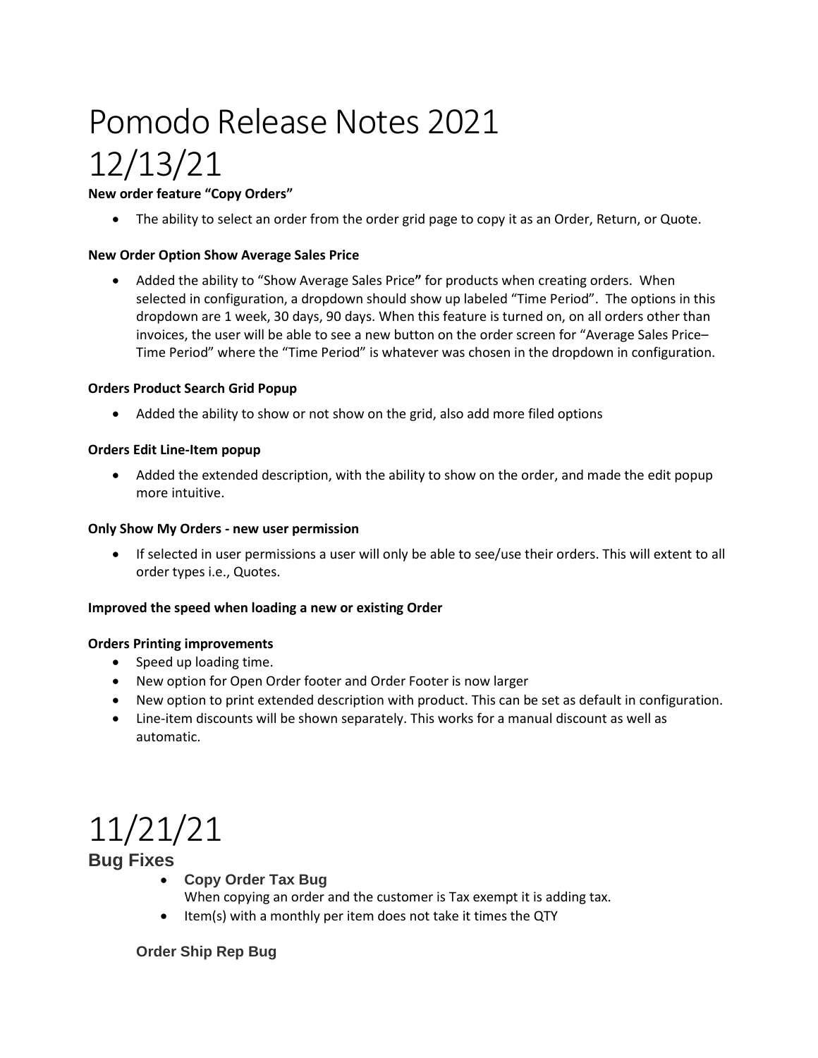# Pomodo Release Notes 2021

# 12/13/21

**New order feature "Copy Orders"**

- The ability to select an order from the order grid page to copy it as an Order, Return, or Quote.

**New Order Option Show Average Sales Price**

- Added the ability to "Show Average Sales Price**"** for products when creating orders. When selected in configuration, a dropdown should show up labeled "Time Period". The options in this dropdown are 1 week, 30 days, 90 days. When this feature is turned on, on all orders other than invoices, the user will be able to see a new button on the order screen for "Average Sales Price– Time Period" where the "Time Period" is whatever was chosen in the dropdown in configuration.

**Orders Product Search Grid Popup**

- Added the ability to show or not show on the grid, also add more filed options

**Orders Edit Line-Item popup**

- Added the extended description, with the ability to show on the order, and made the edit popup more intuitive.

**Only Show My Orders - new user permission**

- If selected in user permissions a user will only be able to see/use their orders. This will extent to all order types i.e., Quotes.

**Improved the speed when loading a new or existing Order**

**Orders Printing improvements**

- Speed up loading time.
- New option for Open Order footer and Order Footer is now larger
- New option to print extended description with product. This can be set as default in configuration.
- Line-item discounts will be shown separately. This works for a manual discount as well as automatic.

# 11/21/21

## Bug Fixes

- **Copy Order Tax Bug**
  When copying an order and the customer is Tax exempt it is adding tax.
- Item(s) with a monthly per item does not take it times the QTY

**Order Ship Rep Bug**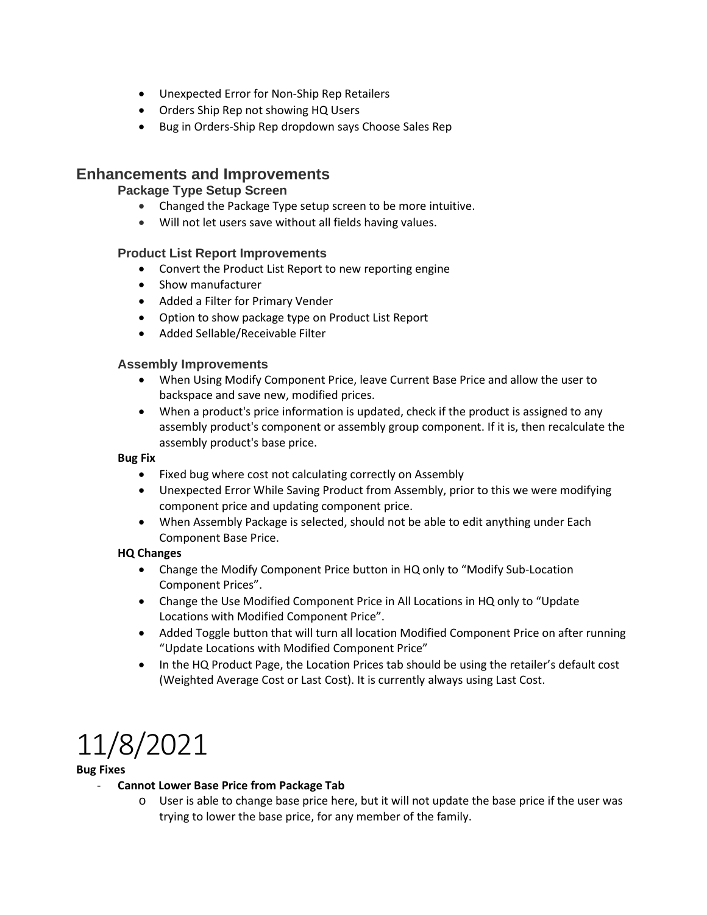- Unexpected Error for Non-Ship Rep Retailers
- Orders Ship Rep not showing HQ Users
- Bug in Orders-Ship Rep dropdown says Choose Sales Rep

## Enhancements and Improvements

### Package Type Setup Screen

- Changed the Package Type setup screen to be more intuitive.
- Will not let users save without all fields having values.

### Product List Report Improvements

- Convert the Product List Report to new reporting engine
- Show manufacturer
- Added a Filter for Primary Vender
- Option to show package type on Product List Report
- Added Sellable/Receivable Filter

### Assembly Improvements

- When Using Modify Component Price, leave Current Base Price and allow the user to backspace and save new, modified prices.
- When a product's price information is updated, check if the product is assigned to any assembly product's component or assembly group component. If it is, then recalculate the assembly product's base price.

**Bug Fix**

- Fixed bug where cost not calculating correctly on Assembly
- Unexpected Error While Saving Product from Assembly, prior to this we were modifying component price and updating component price.
- When Assembly Package is selected, should not be able to edit anything under Each Component Base Price.

**HQ Changes**

- Change the Modify Component Price button in HQ only to “Modify Sub-Location Component Prices”.
- Change the Use Modified Component Price in All Locations in HQ only to “Update Locations with Modified Component Price”.
- Added Toggle button that will turn all location Modified Component Price on after running “Update Locations with Modified Component Price”
- In the HQ Product Page, the Location Prices tab should be using the retailer’s default cost (Weighted Average Cost or Last Cost). It is currently always using Last Cost.

# 11/8/2021

**Bug Fixes**

- **Cannot Lower Base Price from Package Tab**
  - User is able to change base price here, but it will not update the base price if the user was trying to lower the base price, for any member of the family.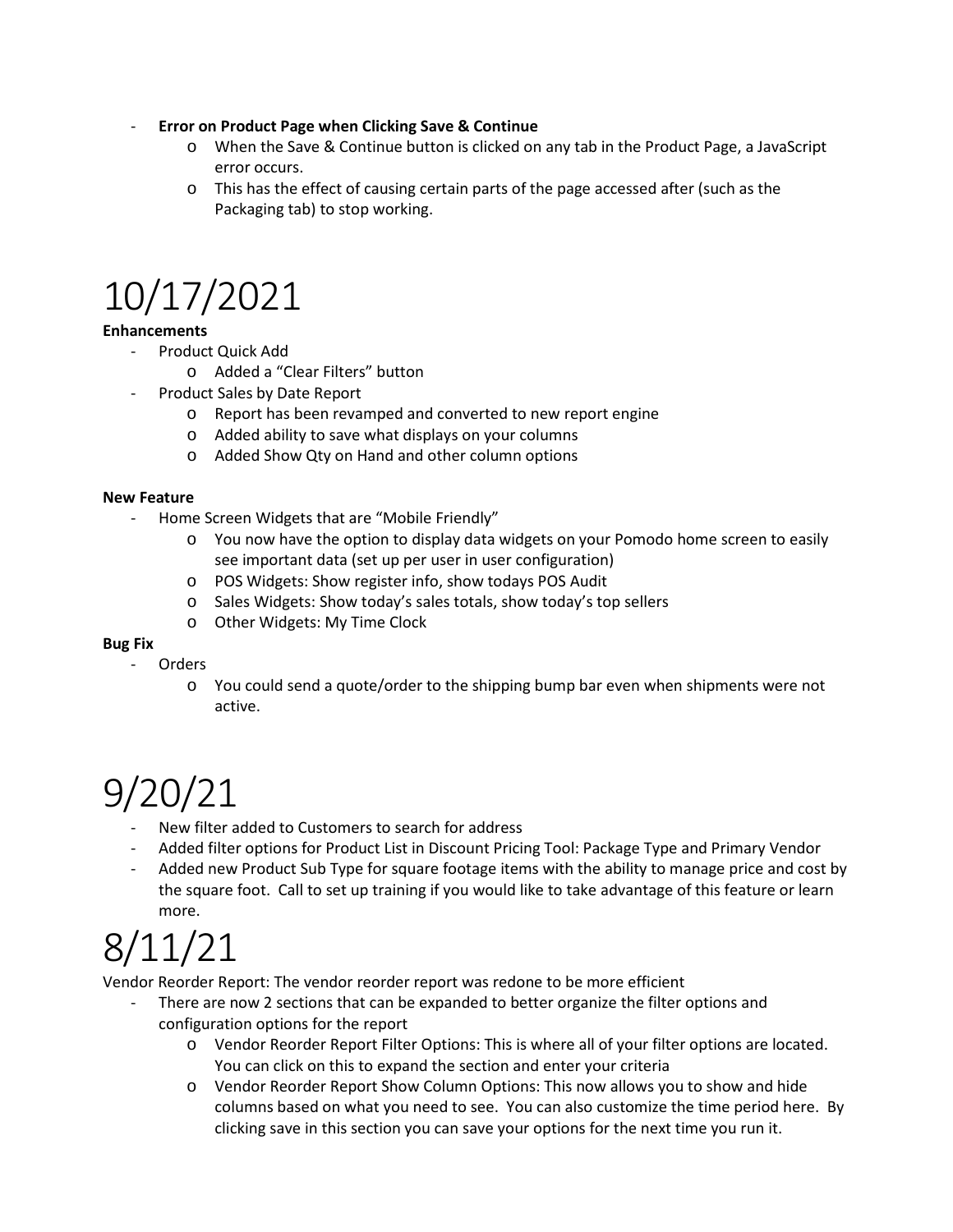- **Error on Product Page when Clicking Save & Continue**
  - When the Save & Continue button is clicked on any tab in the Product Page, a JavaScript error occurs.
  - This has the effect of causing certain parts of the page accessed after (such as the Packaging tab) to stop working.

# 10/17/2021

**Enhancements**

- Product Quick Add
  - Added a "Clear Filters" button
- Product Sales by Date Report
  - Report has been revamped and converted to new report engine
  - Added ability to save what displays on your columns
  - Added Show Qty on Hand and other column options

**New Feature**

- Home Screen Widgets that are "Mobile Friendly"
  - You now have the option to display data widgets on your Pomodo home screen to easily see important data (set up per user in user configuration)
  - POS Widgets: Show register info, show todays POS Audit
  - Sales Widgets: Show today's sales totals, show today's top sellers
  - Other Widgets: My Time Clock

**Bug Fix**

- Orders
  - You could send a quote/order to the shipping bump bar even when shipments were not active.

# 9/20/21

- New filter added to Customers to search for address
- Added filter options for Product List in Discount Pricing Tool: Package Type and Primary Vendor
- Added new Product Sub Type for square footage items with the ability to manage price and cost by the square foot. Call to set up training if you would like to take advantage of this feature or learn more.

# 8/11/21

Vendor Reorder Report: The vendor reorder report was redone to be more efficient

- There are now 2 sections that can be expanded to better organize the filter options and configuration options for the report
  - Vendor Reorder Report Filter Options: This is where all of your filter options are located. You can click on this to expand the section and enter your criteria
  - Vendor Reorder Report Show Column Options: This now allows you to show and hide columns based on what you need to see. You can also customize the time period here. By clicking save in this section you can save your options for the next time you run it.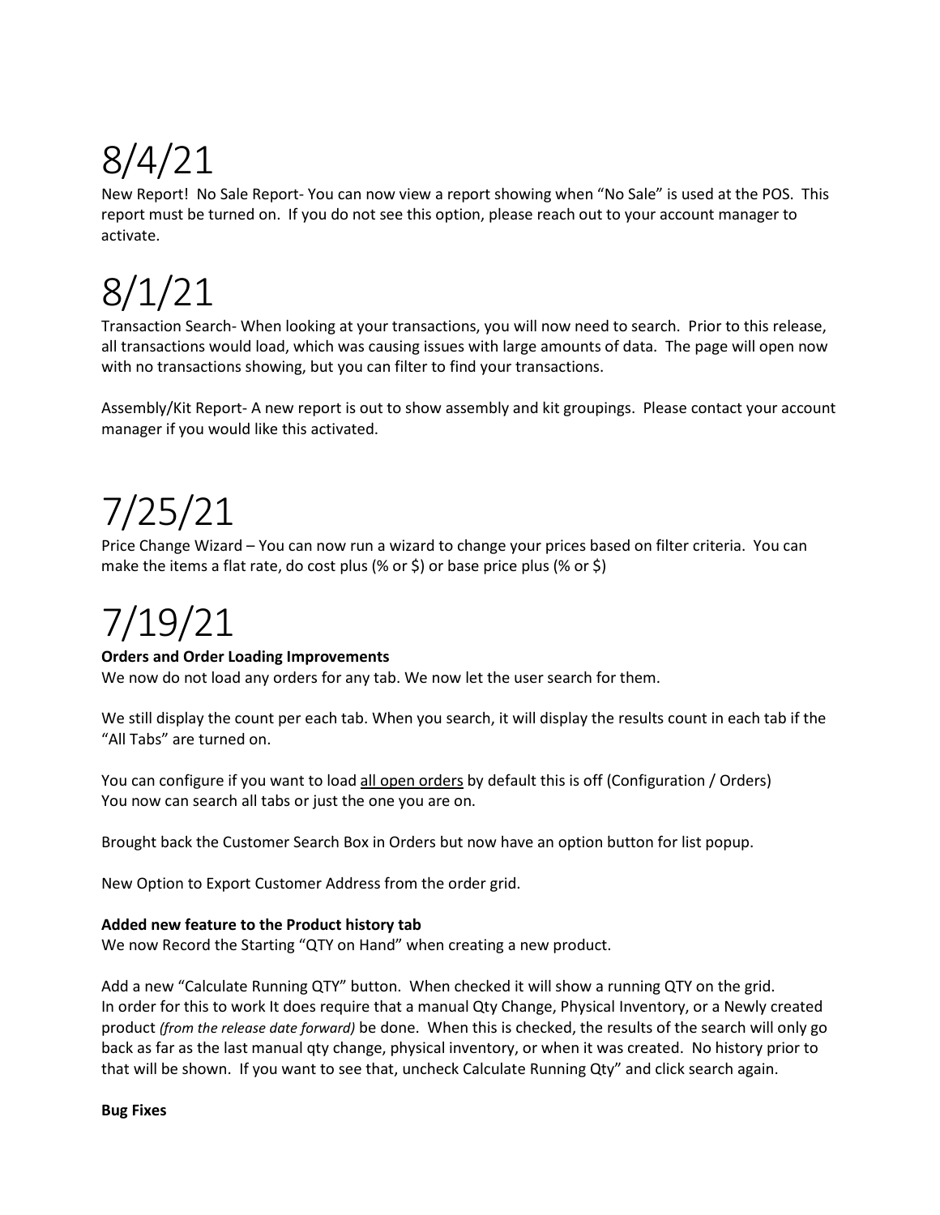# 8/4/21

New Report! No Sale Report- You can now view a report showing when "No Sale" is used at the POS. This report must be turned on. If you do not see this option, please reach out to your account manager to activate.

# 8/1/21

Transaction Search- When looking at your transactions, you will now need to search. Prior to this release, all transactions would load, which was causing issues with large amounts of data. The page will open now with no transactions showing, but you can filter to find your transactions.

Assembly/Kit Report- A new report is out to show assembly and kit groupings. Please contact your account manager if you would like this activated.

# 7/25/21

Price Change Wizard – You can now run a wizard to change your prices based on filter criteria. You can make the items a flat rate, do cost plus (% or $) or base price plus (% or $)

# 7/19/21

**Orders and Order Loading Improvements**

We now do not load any orders for any tab. We now let the user search for them.

We still display the count per each tab. When you search, it will display the results count in each tab if the "All Tabs" are turned on.

You can configure if you want to load <u>all open orders</u> by default this is off (Configuration / Orders)
You now can search all tabs or just the one you are on.

Brought back the Customer Search Box in Orders but now have an option button for list popup.

New Option to Export Customer Address from the order grid.

**Added new feature to the Product history tab**

We now Record the Starting "QTY on Hand" when creating a new product.

Add a new "Calculate Running QTY" button. When checked it will show a running QTY on the grid.
In order for this to work It does require that a manual Qty Change, Physical Inventory, or a Newly created product *(from the release date forward)* be done. When this is checked, the results of the search will only go back as far as the last manual qty change, physical inventory, or when it was created. No history prior to that will be shown. If you want to see that, uncheck Calculate Running Qty" and click search again.

**Bug Fixes**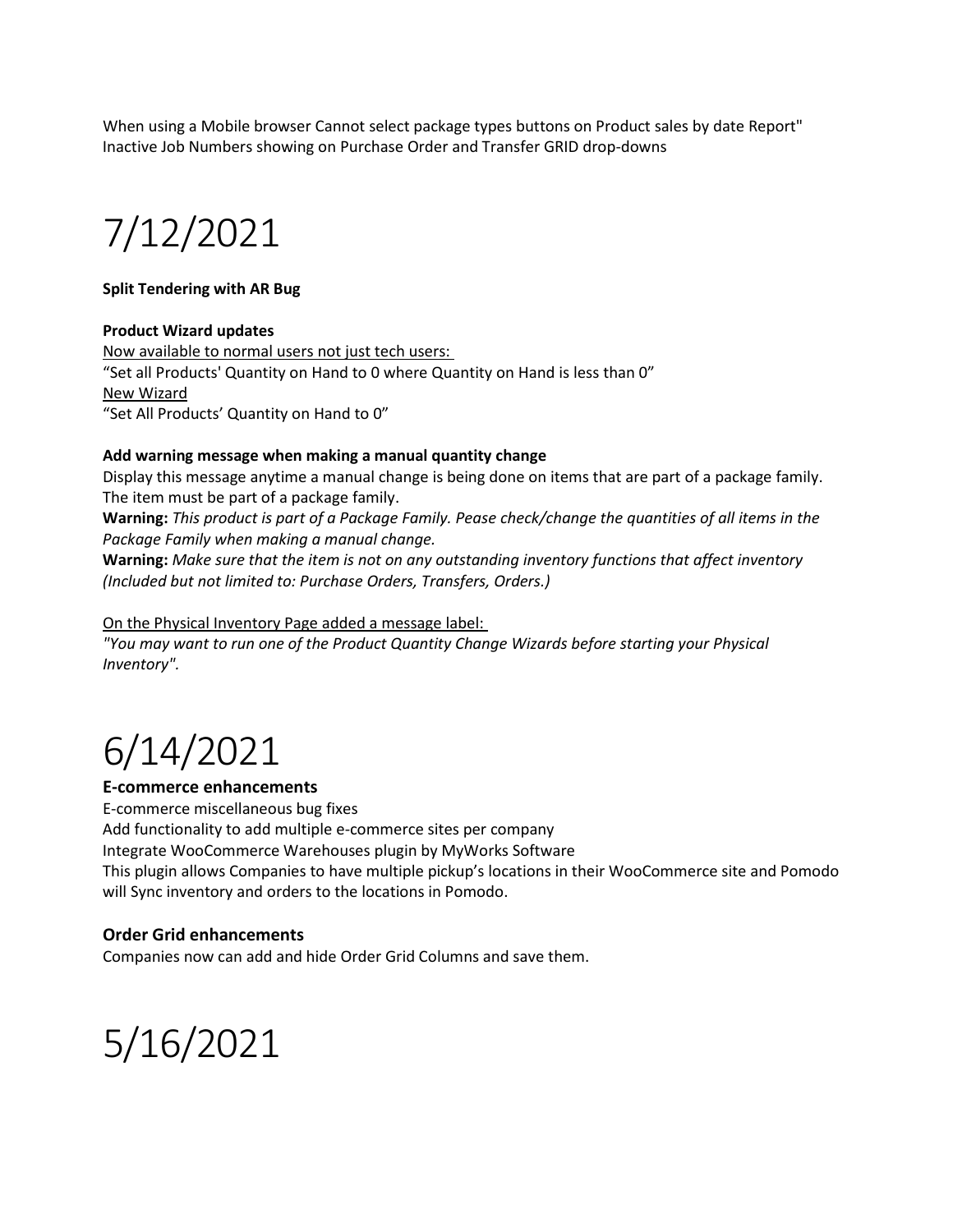When using a Mobile browser Cannot select package types buttons on Product sales by date Report"
Inactive Job Numbers showing on Purchase Order and Transfer GRID drop-downs

# 7/12/2021

**Split Tendering with AR Bug**

**Product Wizard updates**

<u>Now available to normal users not just tech users:</u>
"Set all Products' Quantity on Hand to 0 where Quantity on Hand is less than 0"
<u>New Wizard</u>
"Set All Products' Quantity on Hand to 0"

**Add warning message when making a manual quantity change**

Display this message anytime a manual change is being done on items that are part of a package family. The item must be part of a package family.

**Warning:** *This product is part of a Package Family. Pease check/change the quantities of all items in the Package Family when making a manual change.*

**Warning:** *Make sure that the item is not on any outstanding inventory functions that affect inventory (Included but not limited to: Purchase Orders, Transfers, Orders.)*

<u>On the Physical Inventory Page added a message label:</u>
*"You may want to run one of the Product Quantity Change Wizards before starting your Physical Inventory".*

# 6/14/2021

### E-commerce enhancements

E-commerce miscellaneous bug fixes
Add functionality to add multiple e-commerce sites per company
Integrate WooCommerce Warehouses plugin by MyWorks Software
This plugin allows Companies to have multiple pickup's locations in their WooCommerce site and Pomodo will Sync inventory and orders to the locations in Pomodo.

### Order Grid enhancements

Companies now can add and hide Order Grid Columns and save them.

# 5/16/2021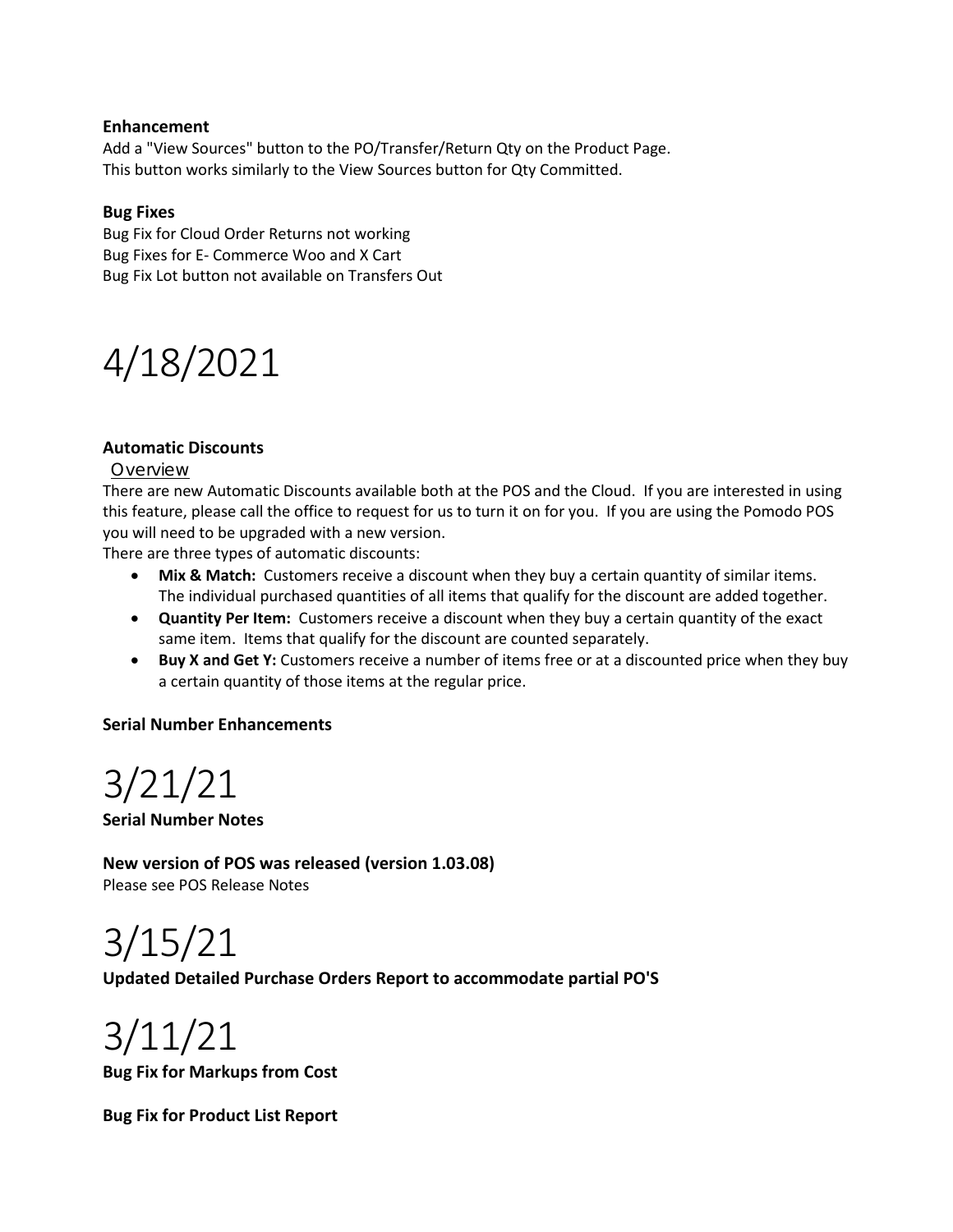**Enhancement**

Add a "View Sources" button to the PO/Transfer/Return Qty on the Product Page.
This button works similarly to the View Sources button for Qty Committed.

**Bug Fixes**

Bug Fix for Cloud Order Returns not working
Bug Fixes for E- Commerce Woo and X Cart
Bug Fix Lot button not available on Transfers Out

# 4/18/2021

**Automatic Discounts**

## Overview

There are new Automatic Discounts available both at the POS and the Cloud. If you are interested in using this feature, please call the office to request for us to turn it on for you. If you are using the Pomodo POS you will need to be upgraded with a new version.

There are three types of automatic discounts:

- **Mix & Match:** Customers receive a discount when they buy a certain quantity of similar items. The individual purchased quantities of all items that qualify for the discount are added together.
- **Quantity Per Item:** Customers receive a discount when they buy a certain quantity of the exact same item. Items that qualify for the discount are counted separately.
- **Buy X and Get Y:** Customers receive a number of items free or at a discounted price when they buy a certain quantity of those items at the regular price.

**Serial Number Enhancements**

# 3/21/21

**Serial Number Notes**

**New version of POS was released (version 1.03.08)**

Please see POS Release Notes

# 3/15/21

**Updated Detailed Purchase Orders Report to accommodate partial PO'S**

# 3/11/21

**Bug Fix for Markups from Cost**

**Bug Fix for Product List Report**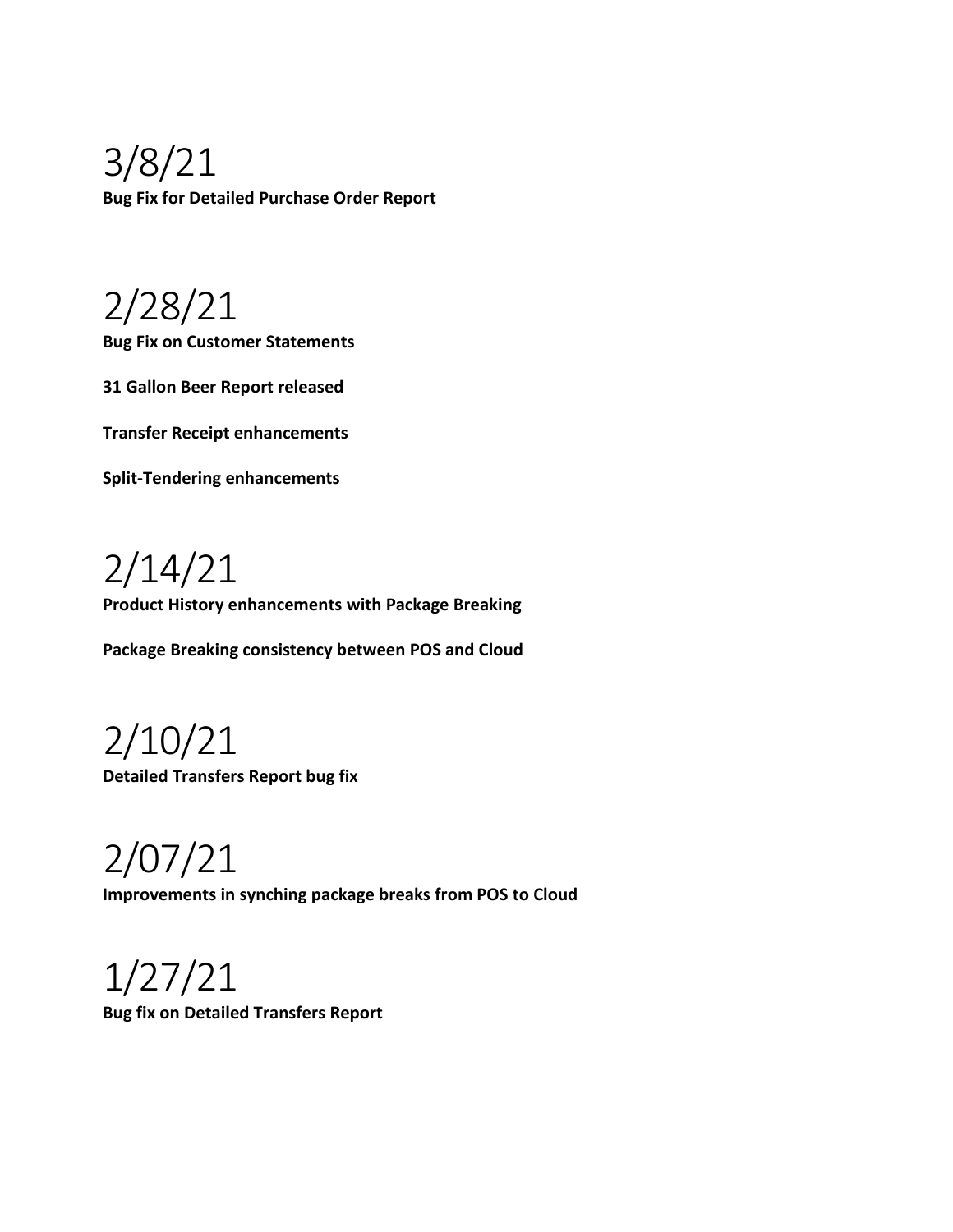# 3/8/21

**Bug Fix for Detailed Purchase Order Report**

# 2/28/21

**Bug Fix on Customer Statements**

**31 Gallon Beer Report released**

**Transfer Receipt enhancements**

**Split-Tendering enhancements**

# 2/14/21

**Product History enhancements with Package Breaking**

**Package Breaking consistency between POS and Cloud**

# 2/10/21

**Detailed Transfers Report bug fix**

# 2/07/21

**Improvements in synching package breaks from POS to Cloud**

# 1/27/21

**Bug fix on Detailed Transfers Report**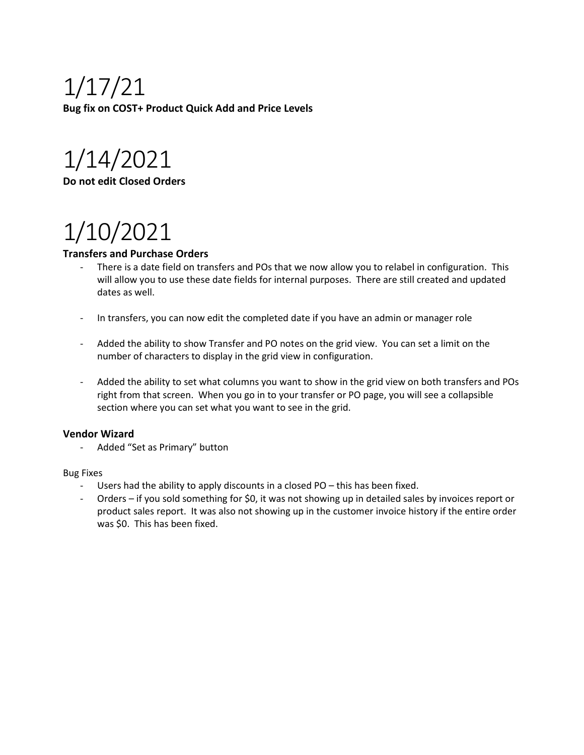# 1/17/21

**Bug fix on COST+ Product Quick Add and Price Levels**

# 1/14/2021

**Do not edit Closed Orders**

# 1/10/2021

**Transfers and Purchase Orders**

- There is a date field on transfers and POs that we now allow you to relabel in configuration. This will allow you to use these date fields for internal purposes. There are still created and updated dates as well.
- In transfers, you can now edit the completed date if you have an admin or manager role
- Added the ability to show Transfer and PO notes on the grid view. You can set a limit on the number of characters to display in the grid view in configuration.
- Added the ability to set what columns you want to show in the grid view on both transfers and POs right from that screen. When you go in to your transfer or PO page, you will see a collapsible section where you can set what you want to see in the grid.

**Vendor Wizard**

- Added "Set as Primary" button

Bug Fixes

- Users had the ability to apply discounts in a closed PO – this has been fixed.
- Orders – if you sold something for $0, it was not showing up in detailed sales by invoices report or product sales report. It was also not showing up in the customer invoice history if the entire order was $0. This has been fixed.